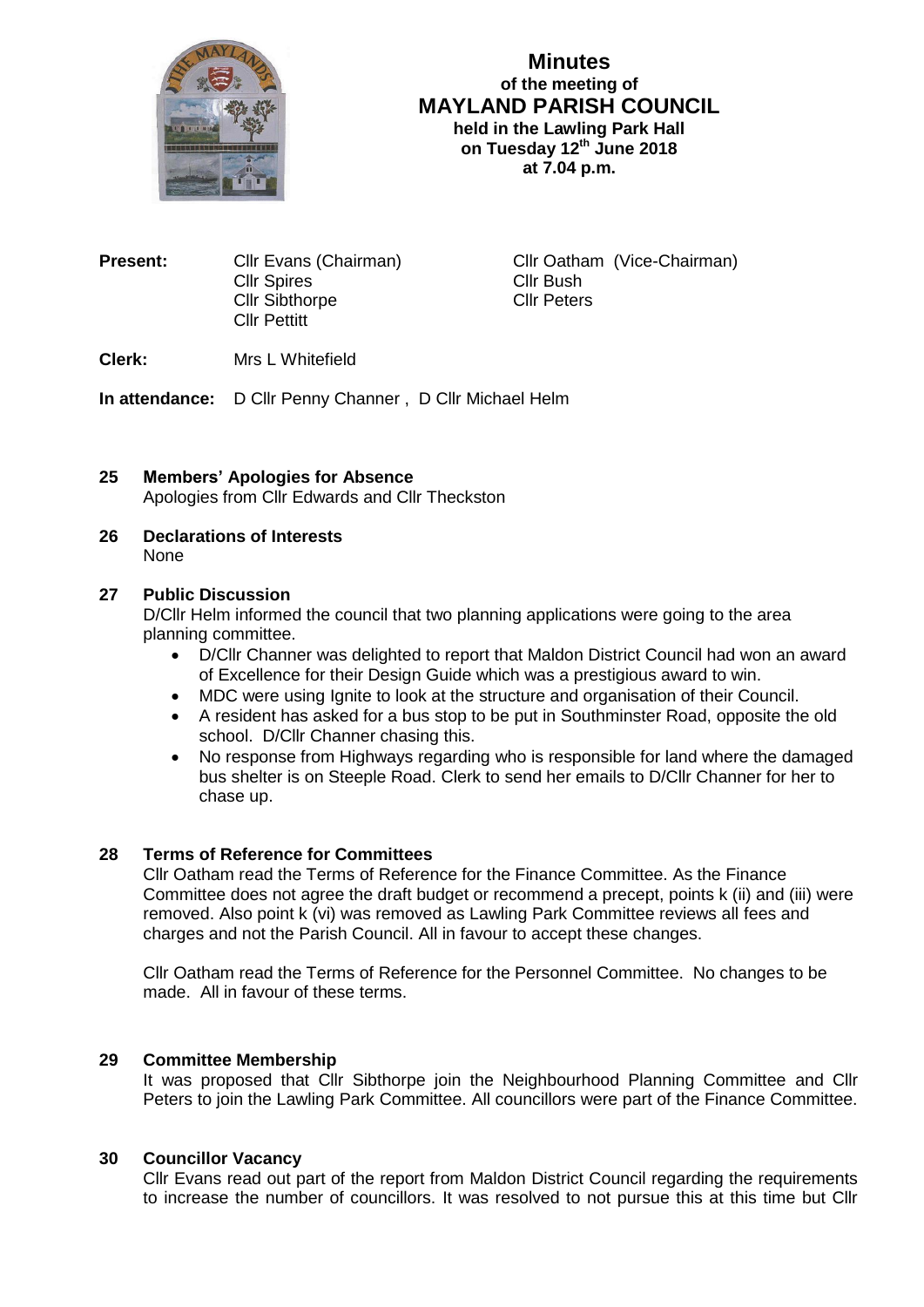# Minutes

## of the meeting of
## MAYLAND PARISH COUNCIL
### held in the Lawling Park Hall
### on Tuesday 12th June 2018
### at 7.04 p.m.

**Present:** Cllr Evans (Chairman), Cllr Oatham (Vice-Chairman), Cllr Spires, Cllr Bush, Cllr Sibthorpe, Cllr Peters, Cllr Pettitt

**Clerk:** Mrs L Whitefield

**In attendance:** D Cllr Penny Channer , D Cllr Michael Helm

**25 Members' Apologies for Absence**
Apologies from Cllr Edwards and Cllr Theckston

**26 Declarations of Interests**
None

**27 Public Discussion**
D/Cllr Helm informed the council that two planning applications were going to the area planning committee.

- D/Cllr Channer was delighted to report that Maldon District Council had won an award of Excellence for their Design Guide which was a prestigious award to win.
- MDC were using Ignite to look at the structure and organisation of their Council.
- A resident has asked for a bus stop to be put in Southminster Road, opposite the old school. D/Cllr Channer chasing this.
- No response from Highways regarding who is responsible for land where the damaged bus shelter is on Steeple Road. Clerk to send her emails to D/Cllr Channer for her to chase up.

**28 Terms of Reference for Committees**
Cllr Oatham read the Terms of Reference for the Finance Committee. As the Finance Committee does not agree the draft budget or recommend a precept, points k (ii) and (iii) were removed. Also point k (vi) was removed as Lawling Park Committee reviews all fees and charges and not the Parish Council. All in favour to accept these changes.

Cllr Oatham read the Terms of Reference for the Personnel Committee. No changes to be made. All in favour of these terms.

**29 Committee Membership**
It was proposed that Cllr Sibthorpe join the Neighbourhood Planning Committee and Cllr Peters to join the Lawling Park Committee. All councillors were part of the Finance Committee.

**30 Councillor Vacancy**
Cllr Evans read out part of the report from Maldon District Council regarding the requirements to increase the number of councillors. It was resolved to not pursue this at this time but Cllr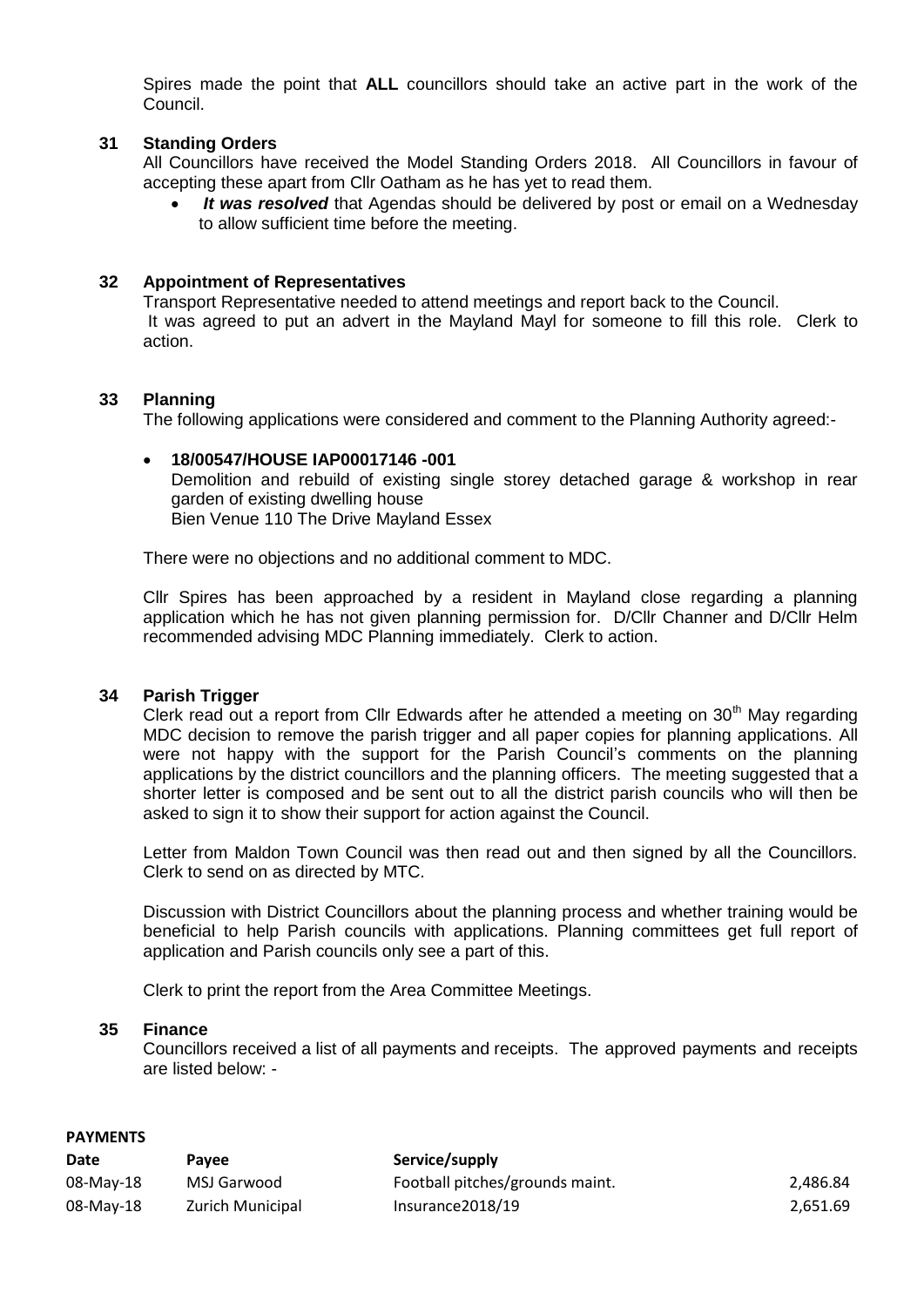Spires made the point that **ALL** councillors should take an active part in the work of the Council.

## 31 Standing Orders

All Councillors have received the Model Standing Orders 2018. All Councillors in favour of accepting these apart from Cllr Oatham as he has yet to read them.

- ***It was resolved*** that Agendas should be delivered by post or email on a Wednesday to allow sufficient time before the meeting.

## 32 Appointment of Representatives

Transport Representative needed to attend meetings and report back to the Council.
It was agreed to put an advert in the Mayland Mayl for someone to fill this role. Clerk to action.

## 33 Planning

The following applications were considered and comment to the Planning Authority agreed:-

- **18/00547/HOUSE IAP00017146 -001**
  Demolition and rebuild of existing single storey detached garage & workshop in rear garden of existing dwelling house
  Bien Venue 110 The Drive Mayland Essex

There were no objections and no additional comment to MDC.

Cllr Spires has been approached by a resident in Mayland close regarding a planning application which he has not given planning permission for. D/Cllr Channer and D/Cllr Helm recommended advising MDC Planning immediately. Clerk to action.

## 34 Parish Trigger

Clerk read out a report from Cllr Edwards after he attended a meeting on 30th May regarding MDC decision to remove the parish trigger and all paper copies for planning applications. All were not happy with the support for the Parish Council's comments on the planning applications by the district councillors and the planning officers. The meeting suggested that a shorter letter is composed and be sent out to all the district parish councils who will then be asked to sign it to show their support for action against the Council.

Letter from Maldon Town Council was then read out and then signed by all the Councillors. Clerk to send on as directed by MTC.

Discussion with District Councillors about the planning process and whether training would be beneficial to help Parish councils with applications. Planning committees get full report of application and Parish councils only see a part of this.

Clerk to print the report from the Area Committee Meetings.

## 35 Finance

Councillors received a list of all payments and receipts. The approved payments and receipts are listed below: -

**PAYMENTS**

| Date | Payee | Service/supply | |
|---|---|---|---|
| 08-May-18 | MSJ Garwood | Football pitches/grounds maint. | 2,486.84 |
| 08-May-18 | Zurich Municipal | Insurance2018/19 | 2,651.69 |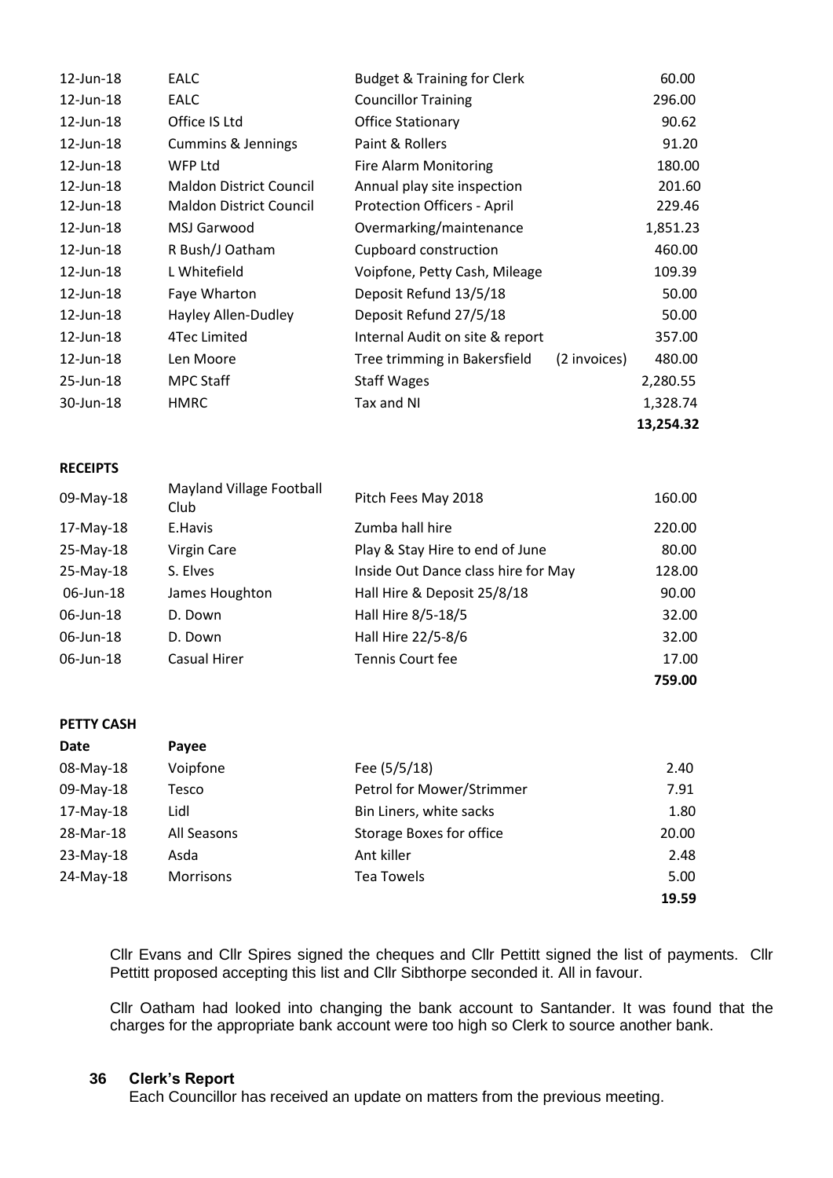| | | | | |
|---|---|---|---|---|
| 12-Jun-18 | EALC | Budget & Training for Clerk | | 60.00 |
| 12-Jun-18 | EALC | Councillor Training | | 296.00 |
| 12-Jun-18 | Office IS Ltd | Office Stationary | | 90.62 |
| 12-Jun-18 | Cummins & Jennings | Paint & Rollers | | 91.20 |
| 12-Jun-18 | WFP Ltd | Fire Alarm Monitoring | | 180.00 |
| 12-Jun-18 | Maldon District Council | Annual play site inspection | | 201.60 |
| 12-Jun-18 | Maldon District Council | Protection Officers - April | | 229.46 |
| 12-Jun-18 | MSJ Garwood | Overmarking/maintenance | | 1,851.23 |
| 12-Jun-18 | R Bush/J Oatham | Cupboard construction | | 460.00 |
| 12-Jun-18 | L Whitefield | Voipfone, Petty Cash, Mileage | | 109.39 |
| 12-Jun-18 | Faye Wharton | Deposit Refund 13/5/18 | | 50.00 |
| 12-Jun-18 | Hayley Allen-Dudley | Deposit Refund 27/5/18 | | 50.00 |
| 12-Jun-18 | 4Tec Limited | Internal Audit on site & report | | 357.00 |
| 12-Jun-18 | Len Moore | Tree trimming in Bakersfield | (2 invoices) | 480.00 |
| 25-Jun-18 | MPC Staff | Staff Wages | | 2,280.55 |
| 30-Jun-18 | HMRC | Tax and NI | | 1,328.74 |
| | | | | **13,254.32** |

**RECEIPTS**

| | | | |
|---|---|---|---|
| 09-May-18 | Mayland Village Football Club | Pitch Fees May 2018 | 160.00 |
| 17-May-18 | E.Havis | Zumba hall hire | 220.00 |
| 25-May-18 | Virgin Care | Play & Stay Hire to end of June | 80.00 |
| 25-May-18 | S. Elves | Inside Out Dance class hire for May | 128.00 |
| 06-Jun-18 | James Houghton | Hall Hire & Deposit 25/8/18 | 90.00 |
| 06-Jun-18 | D. Down | Hall Hire 8/5-18/5 | 32.00 |
| 06-Jun-18 | D. Down | Hall Hire 22/5-8/6 | 32.00 |
| 06-Jun-18 | Casual Hirer | Tennis Court fee | 17.00 |
| | | | **759.00** |

**PETTY CASH**

| **Date** | **Payee** | | |
|---|---|---|---|
| 08-May-18 | Voipfone | Fee (5/5/18) | 2.40 |
| 09-May-18 | Tesco | Petrol for Mower/Strimmer | 7.91 |
| 17-May-18 | Lidl | Bin Liners, white sacks | 1.80 |
| 28-Mar-18 | All Seasons | Storage Boxes for office | 20.00 |
| 23-May-18 | Asda | Ant killer | 2.48 |
| 24-May-18 | Morrisons | Tea Towels | 5.00 |
| | | | **19.59** |

Cllr Evans and Cllr Spires signed the cheques and Cllr Pettitt signed the list of payments. Cllr Pettitt proposed accepting this list and Cllr Sibthorpe seconded it. All in favour.

Cllr Oatham had looked into changing the bank account to Santander. It was found that the charges for the appropriate bank account were too high so Clerk to source another bank.

### 36 Clerk's Report

Each Councillor has received an update on matters from the previous meeting.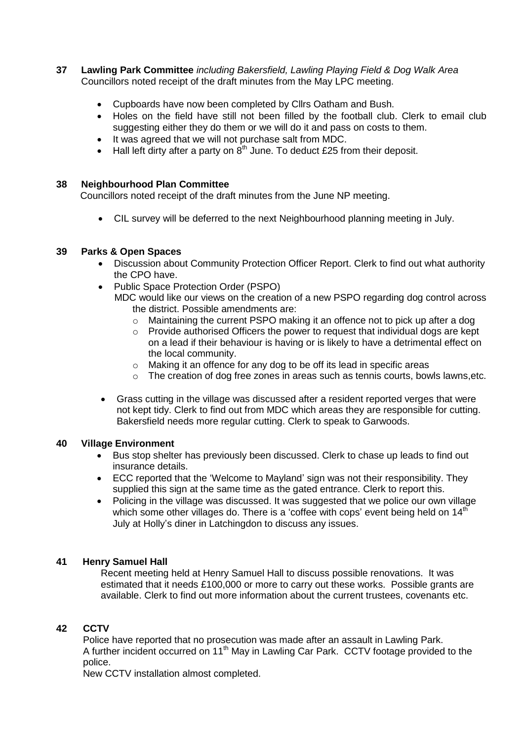**37 Lawling Park Committee** *including Bakersfield, Lawling Playing Field & Dog Walk Area*

Councillors noted receipt of the draft minutes from the May LPC meeting.

- Cupboards have now been completed by Cllrs Oatham and Bush.
- Holes on the field have still not been filled by the football club. Clerk to email club suggesting either they do them or we will do it and pass on costs to them.
- It was agreed that we will not purchase salt from MDC.
- Hall left dirty after a party on 8th June. To deduct £25 from their deposit.

**38 Neighbourhood Plan Committee**

Councillors noted receipt of the draft minutes from the June NP meeting.

- CIL survey will be deferred to the next Neighbourhood planning meeting in July.

**39 Parks & Open Spaces**

- Discussion about Community Protection Officer Report. Clerk to find out what authority the CPO have.
- Public Space Protection Order (PSPO)
  MDC would like our views on the creation of a new PSPO regarding dog control across the district. Possible amendments are:
  - Maintaining the current PSPO making it an offence not to pick up after a dog
  - Provide authorised Officers the power to request that individual dogs are kept on a lead if their behaviour is having or is likely to have a detrimental effect on the local community.
  - Making it an offence for any dog to be off its lead in specific areas
  - The creation of dog free zones in areas such as tennis courts, bowls lawns,etc.
- Grass cutting in the village was discussed after a resident reported verges that were not kept tidy. Clerk to find out from MDC which areas they are responsible for cutting. Bakersfield needs more regular cutting. Clerk to speak to Garwoods.

**40 Village Environment**

- Bus stop shelter has previously been discussed. Clerk to chase up leads to find out insurance details.
- ECC reported that the 'Welcome to Mayland' sign was not their responsibility. They supplied this sign at the same time as the gated entrance. Clerk to report this.
- Policing in the village was discussed. It was suggested that we police our own village which some other villages do. There is a 'coffee with cops' event being held on 14th July at Holly's diner in Latchingdon to discuss any issues.

**41 Henry Samuel Hall**

Recent meeting held at Henry Samuel Hall to discuss possible renovations. It was estimated that it needs £100,000 or more to carry out these works. Possible grants are available. Clerk to find out more information about the current trustees, covenants etc.

**42 CCTV**

Police have reported that no prosecution was made after an assault in Lawling Park. A further incident occurred on 11th May in Lawling Car Park. CCTV footage provided to the police.

New CCTV installation almost completed.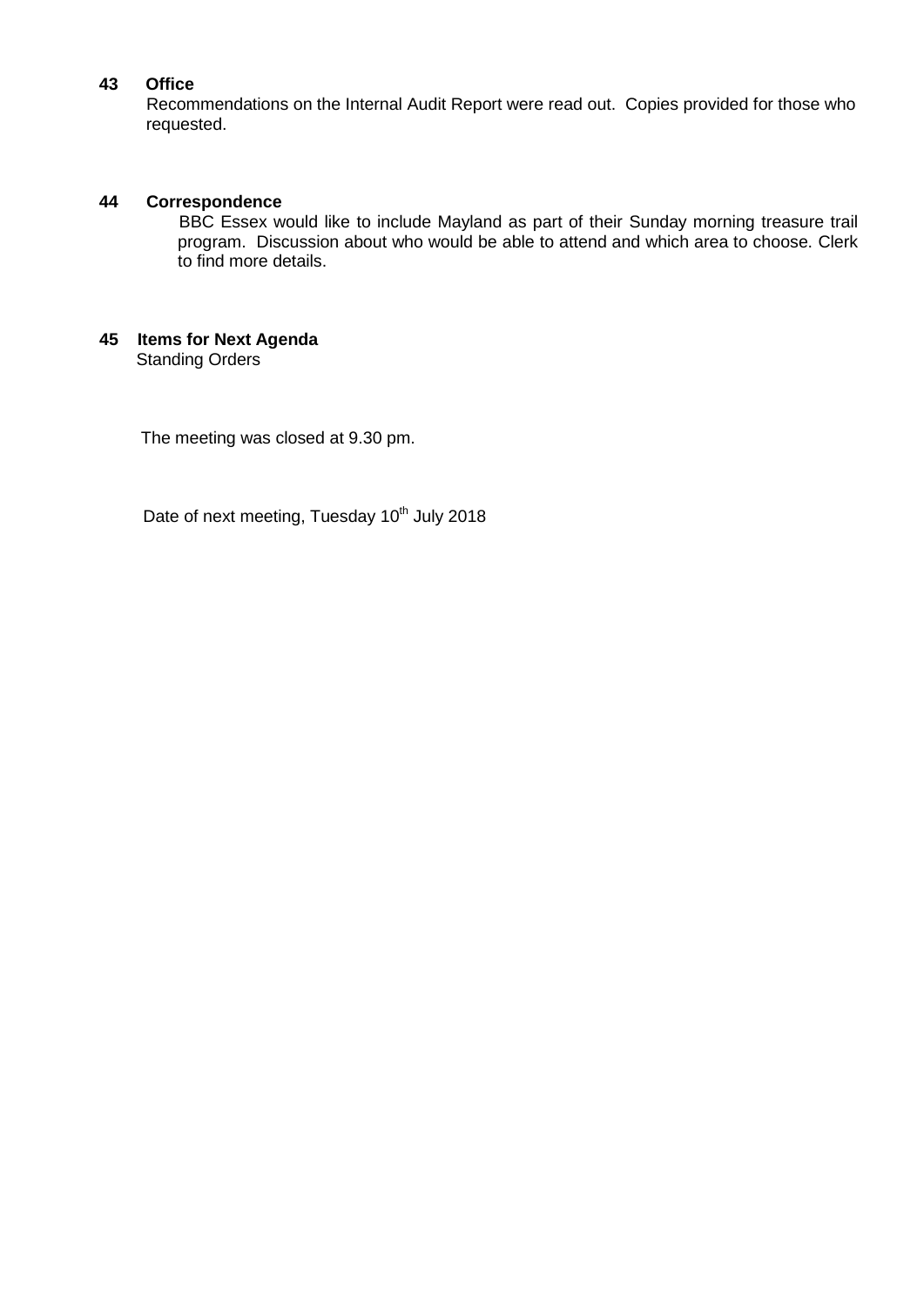**43 Office**

Recommendations on the Internal Audit Report were read out. Copies provided for those who requested.

**44 Correspondence**

BBC Essex would like to include Mayland as part of their Sunday morning treasure trail program. Discussion about who would be able to attend and which area to choose. Clerk to find more details.

**45 Items for Next Agenda**

Standing Orders

The meeting was closed at 9.30 pm.

Date of next meeting, Tuesday 10th July 2018